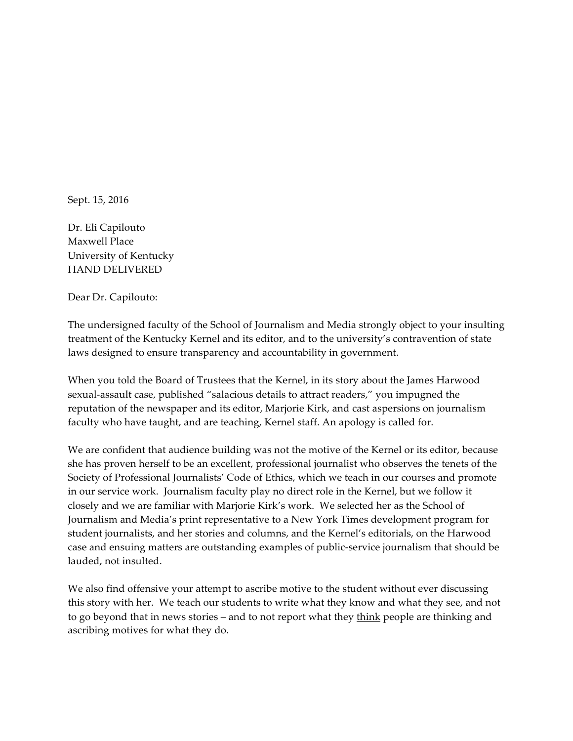Sept. 15, 2016

Dr. Eli Capilouto
Maxwell Place
University of Kentucky
HAND DELIVERED

Dear Dr. Capilouto:

The undersigned faculty of the School of Journalism and Media strongly object to your insulting treatment of the Kentucky Kernel and its editor, and to the university's contravention of state laws designed to ensure transparency and accountability in government.

When you told the Board of Trustees that the Kernel, in its story about the James Harwood sexual-assault case, published "salacious details to attract readers," you impugned the reputation of the newspaper and its editor, Marjorie Kirk, and cast aspersions on journalism faculty who have taught, and are teaching, Kernel staff. An apology is called for.

We are confident that audience building was not the motive of the Kernel or its editor, because she has proven herself to be an excellent, professional journalist who observes the tenets of the Society of Professional Journalists' Code of Ethics, which we teach in our courses and promote in our service work. Journalism faculty play no direct role in the Kernel, but we follow it closely and we are familiar with Marjorie Kirk's work. We selected her as the School of Journalism and Media's print representative to a New York Times development program for student journalists, and her stories and columns, and the Kernel's editorials, on the Harwood case and ensuing matters are outstanding examples of public-service journalism that should be lauded, not insulted.

We also find offensive your attempt to ascribe motive to the student without ever discussing this story with her. We teach our students to write what they know and what they see, and not to go beyond that in news stories – and to not report what they <u>think</u> people are thinking and ascribing motives for what they do.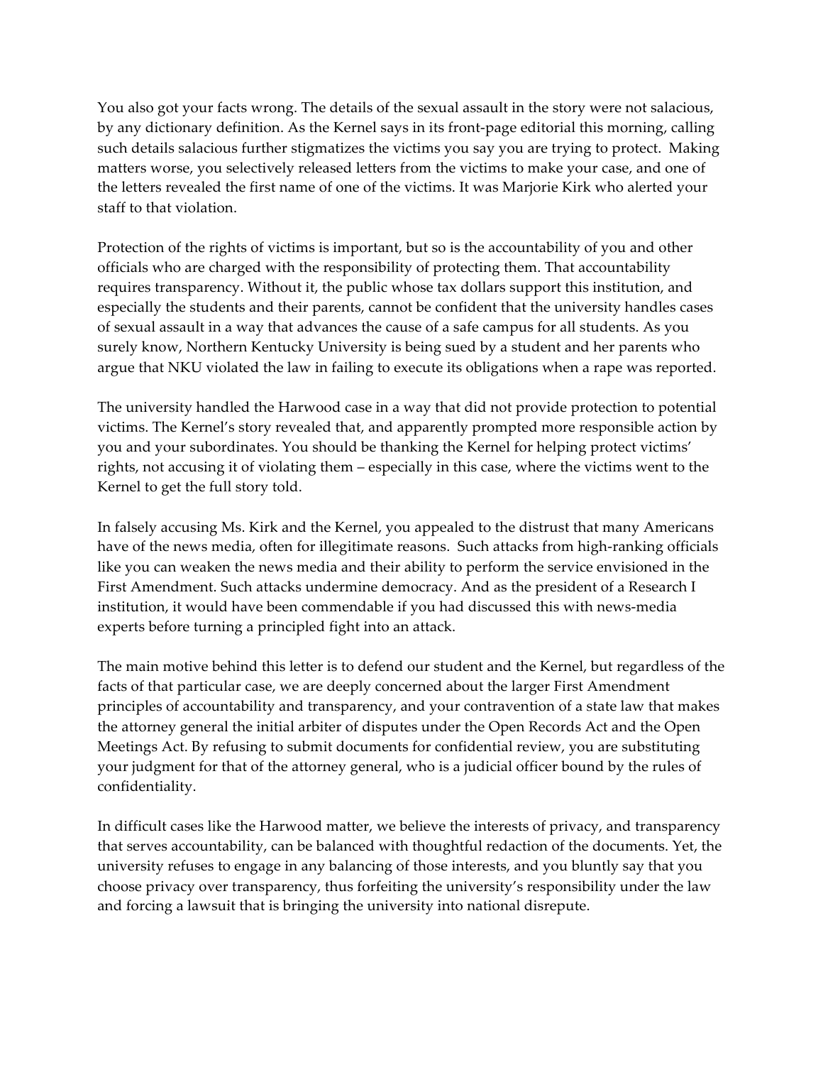You also got your facts wrong. The details of the sexual assault in the story were not salacious, by any dictionary definition. As the Kernel says in its front-page editorial this morning, calling such details salacious further stigmatizes the victims you say you are trying to protect. Making matters worse, you selectively released letters from the victims to make your case, and one of the letters revealed the first name of one of the victims. It was Marjorie Kirk who alerted your staff to that violation.

Protection of the rights of victims is important, but so is the accountability of you and other officials who are charged with the responsibility of protecting them. That accountability requires transparency. Without it, the public whose tax dollars support this institution, and especially the students and their parents, cannot be confident that the university handles cases of sexual assault in a way that advances the cause of a safe campus for all students. As you surely know, Northern Kentucky University is being sued by a student and her parents who argue that NKU violated the law in failing to execute its obligations when a rape was reported.

The university handled the Harwood case in a way that did not provide protection to potential victims. The Kernel's story revealed that, and apparently prompted more responsible action by you and your subordinates. You should be thanking the Kernel for helping protect victims' rights, not accusing it of violating them – especially in this case, where the victims went to the Kernel to get the full story told.

In falsely accusing Ms. Kirk and the Kernel, you appealed to the distrust that many Americans have of the news media, often for illegitimate reasons. Such attacks from high-ranking officials like you can weaken the news media and their ability to perform the service envisioned in the First Amendment. Such attacks undermine democracy. And as the president of a Research I institution, it would have been commendable if you had discussed this with news-media experts before turning a principled fight into an attack.

The main motive behind this letter is to defend our student and the Kernel, but regardless of the facts of that particular case, we are deeply concerned about the larger First Amendment principles of accountability and transparency, and your contravention of a state law that makes the attorney general the initial arbiter of disputes under the Open Records Act and the Open Meetings Act. By refusing to submit documents for confidential review, you are substituting your judgment for that of the attorney general, who is a judicial officer bound by the rules of confidentiality.

In difficult cases like the Harwood matter, we believe the interests of privacy, and transparency that serves accountability, can be balanced with thoughtful redaction of the documents. Yet, the university refuses to engage in any balancing of those interests, and you bluntly say that you choose privacy over transparency, thus forfeiting the university's responsibility under the law and forcing a lawsuit that is bringing the university into national disrepute.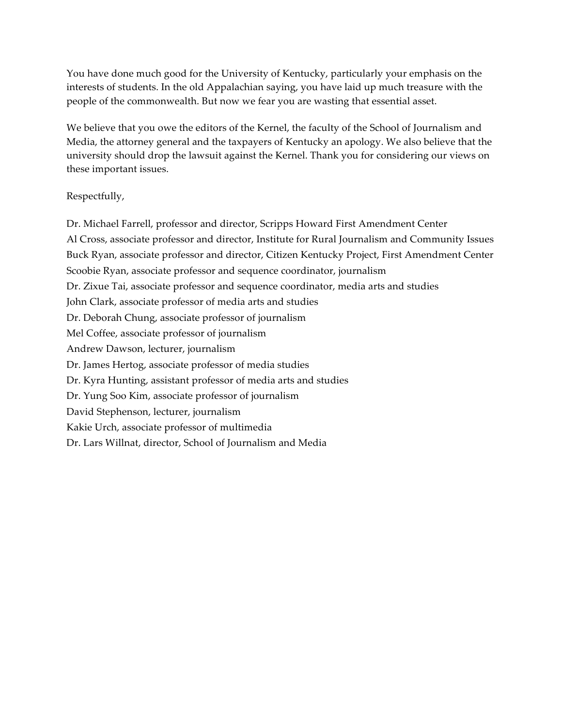You have done much good for the University of Kentucky, particularly your emphasis on the interests of students. In the old Appalachian saying, you have laid up much treasure with the people of the commonwealth. But now we fear you are wasting that essential asset.

We believe that you owe the editors of the Kernel, the faculty of the School of Journalism and Media, the attorney general and the taxpayers of Kentucky an apology. We also believe that the university should drop the lawsuit against the Kernel. Thank you for considering our views on these important issues.

Respectfully,

Dr. Michael Farrell, professor and director, Scripps Howard First Amendment Center
Al Cross, associate professor and director, Institute for Rural Journalism and Community Issues
Buck Ryan, associate professor and director, Citizen Kentucky Project, First Amendment Center
Scoobie Ryan, associate professor and sequence coordinator, journalism
Dr. Zixue Tai, associate professor and sequence coordinator, media arts and studies
John Clark, associate professor of media arts and studies
Dr. Deborah Chung, associate professor of journalism
Mel Coffee, associate professor of journalism
Andrew Dawson, lecturer, journalism
Dr. James Hertog, associate professor of media studies
Dr. Kyra Hunting, assistant professor of media arts and studies
Dr. Yung Soo Kim, associate professor of journalism
David Stephenson, lecturer, journalism
Kakie Urch, associate professor of multimedia
Dr. Lars Willnat, director, School of Journalism and Media